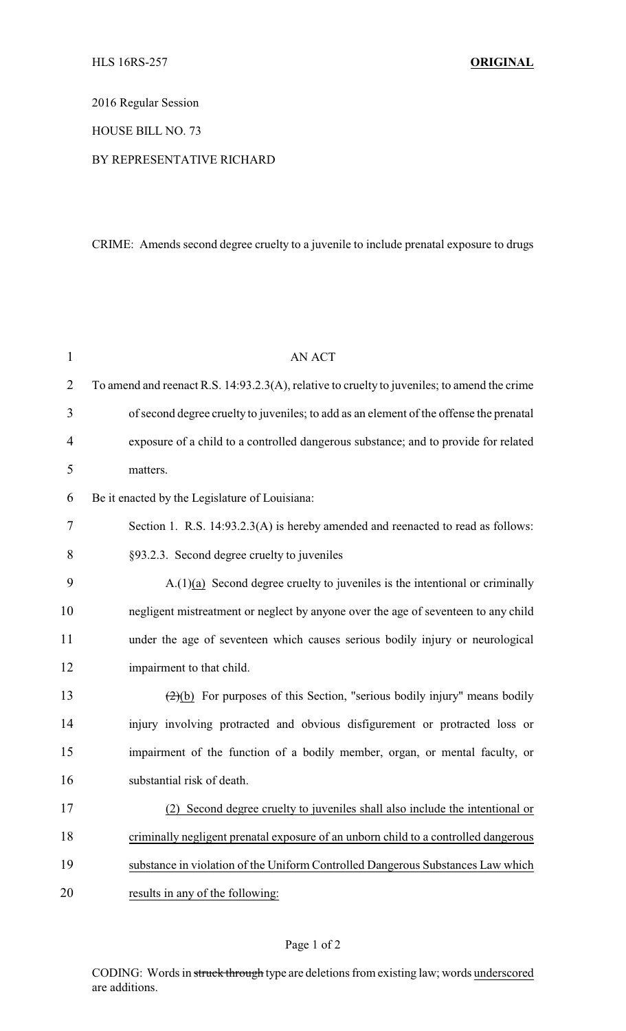HLS 16RS-257 **ORIGINAL**

2016 Regular Session

HOUSE BILL NO. 73

BY REPRESENTATIVE RICHARD

CRIME: Amends second degree cruelty to a juvenile to include prenatal exposure to drugs

AN ACT

To amend and reenact R.S. 14:93.2.3(A), relative to cruelty to juveniles; to amend the crime of second degree cruelty to juveniles; to add as an element of the offense the prenatal exposure of a child to a controlled dangerous substance; and to provide for related matters.

Be it enacted by the Legislature of Louisiana:

Section 1. R.S. 14:93.2.3(A) is hereby amended and reenacted to read as follows:

§93.2.3. Second degree cruelty to juveniles

A.(1)<u>(a)</u> Second degree cruelty to juveniles is the intentional or criminally negligent mistreatment or neglect by anyone over the age of seventeen to any child under the age of seventeen which causes serious bodily injury or neurological impairment to that child.

~~(2)~~<u>(b)</u> For purposes of this Section, "serious bodily injury" means bodily injury involving protracted and obvious disfigurement or protracted loss or impairment of the function of a bodily member, organ, or mental faculty, or substantial risk of death.

<u>(2) Second degree cruelty to juveniles shall also include the intentional or criminally negligent prenatal exposure of an unborn child to a controlled dangerous substance in violation of the Uniform Controlled Dangerous Substances Law which results in any of the following:</u>

CODING: Words in ~~struck through~~ type are deletions from existing law; words <u>underscored</u> are additions.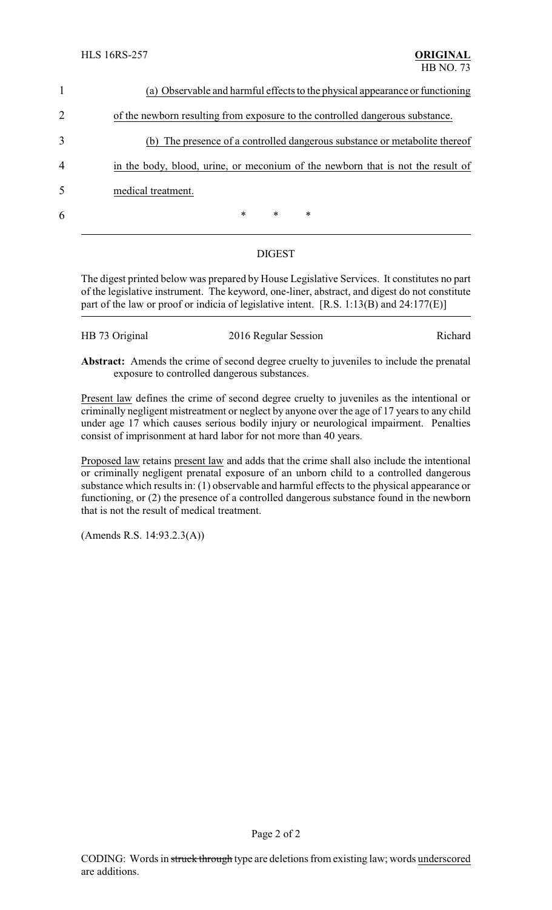1 (a) Observable and harmful effects to the physical appearance or functioning

2 of the newborn resulting from exposure to the controlled dangerous substance.

3 (b) The presence of a controlled dangerous substance or metabolite thereof

4 in the body, blood, urine, or meconium of the newborn that is not the result of

5 medical treatment.

6 * * *

## DIGEST

The digest printed below was prepared by House Legislative Services. It constitutes no part of the legislative instrument. The keyword, one-liner, abstract, and digest do not constitute part of the law or proof or indicia of legislative intent. [R.S. 1:13(B) and 24:177(E)]

| | | |
|---|---|---|
| HB 73 Original | 2016 Regular Session | Richard |

**Abstract:** Amends the crime of second degree cruelty to juveniles to include the prenatal exposure to controlled dangerous substances.

Present law defines the crime of second degree cruelty to juveniles as the intentional or criminally negligent mistreatment or neglect by anyone over the age of 17 years to any child under age 17 which causes serious bodily injury or neurological impairment. Penalties consist of imprisonment at hard labor for not more than 40 years.

Proposed law retains present law and adds that the crime shall also include the intentional or criminally negligent prenatal exposure of an unborn child to a controlled dangerous substance which results in: (1) observable and harmful effects to the physical appearance or functioning, or (2) the presence of a controlled dangerous substance found in the newborn that is not the result of medical treatment.

(Amends R.S. 14:93.2.3(A))

CODING: Words in ~~struck through~~ type are deletions from existing law; words underscored are additions.